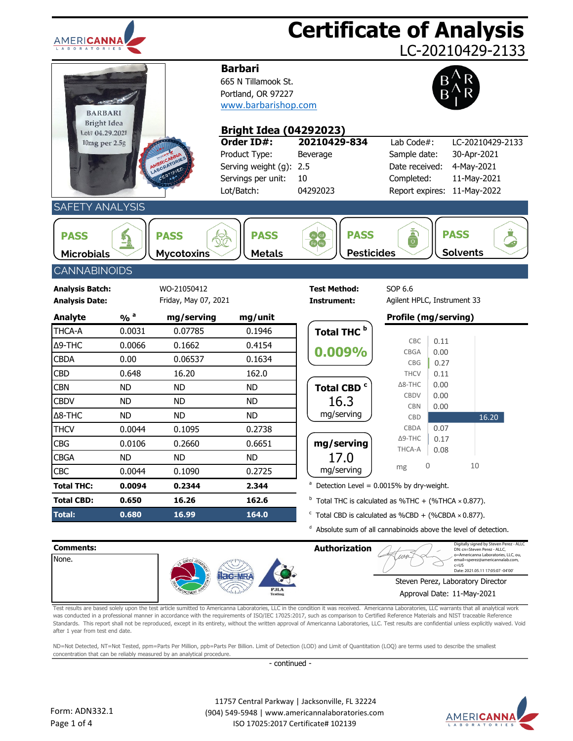# Certificate of Analysis

LC-20210429-2133

**Barbari**
665 N Tillamook St.
Portland, OR 97227
www.barbarishop.com

## Bright Idea (04292023)

| | | | |
|---|---|---|---|
| **Order ID#:** | **20210429-834** | Lab Code#: | LC-20210429-2133 |
| Product Type: | Beverage | Sample date: | 30-Apr-2021 |
| Serving weight (g): | 2.5 | Date received: | 4-May-2021 |
| Servings per unit: | 10 | Completed: | 11-May-2021 |
| Lot/Batch: | 04292023 | Report expires: | 11-May-2022 |

## SAFETY ANALYSIS

| PASS | PASS | PASS | PASS | PASS |
|---|---|---|---|---|
| Microbials | Mycotoxins | Metals | Pesticides | Solvents |

## CANNABINOIDS

**Analysis Batch:** WO-21050412
**Analysis Date:** Friday, May 07, 2021
**Test Method:** SOP 6.6
**Instrument:** Agilent HPLC, Instrument 33

| Analyte | % [a] | mg/serving | mg/unit |
|---|---|---|---|
| THCA-A | 0.0031 | 0.07785 | 0.1946 |
| Δ9-THC | 0.0066 | 0.1662 | 0.4154 |
| CBDA | 0.00 | 0.06537 | 0.1634 |
| CBD | 0.648 | 16.20 | 162.0 |
| CBN | ND | ND | ND |
| CBDV | ND | ND | ND |
| Δ8-THC | ND | ND | ND |
| THCV | 0.0044 | 0.1095 | 0.2738 |
| CBG | 0.0106 | 0.2660 | 0.6651 |
| CBGA | ND | ND | ND |
| CBC | 0.0044 | 0.1090 | 0.2725 |
| **Total THC:** | **0.0094** | **0.2344** | **2.344** |
| **Total CBD:** | **0.650** | **16.26** | **162.6** |
| **Total:** | **0.680** | **16.99** | **164.0** |

**Total THC [b]**: **0.009%**

**Total CBD [c]**: 16.3 mg/serving

**mg/serving**: 17.0 mg/serving

**Profile (mg/serving)**

| Analyte | mg |
|---|---|
| CBC | 0.11 |
| CBGA | 0.00 |
| CBG | 0.27 |
| THCV | 0.11 |
| Δ8-THC | 0.00 |
| CBDV | 0.00 |
| CBN | 0.00 |
| CBD | 16.20 |
| CBDA | 0.07 |
| Δ9-THC | 0.17 |
| THCA-A | 0.08 |

[a] Detection Level = 0.0015% by dry-weight.
[b] Total THC is calculated as %THC + (%THCA × 0.877).
[c] Total CBD is calculated as %CBD + (%CBDA × 0.877).
[d] Absolute sum of all cannabinoids above the level of detection.

**Comments:**
None.

**Authorization**

Digitally signed by Steven Perez - ALLC
DN: cn=Steven Perez - ALLC, o=Americanna Laboratories, LLC, ou, email=sperez@americannalab.com, c=US
Date: 2021.05.11 17:05:07 -04'00'

Steven Perez, Laboratory Director
Approval Date: 11-May-2021

Test results are based solely upon the test article sumitted to Americanna Laboratories, LLC in the condition it was received. Americanna Laboratories, LLC warrants that all analytical work was conducted in a professional manner in accordance with the requirements of ISO/IEC 17025:2017, such as comparison to Certified Reference Materials and NIST traceable Reference Standards. This report shall not be reproduced, except in its entirety, without the written approval of Americanna Laboratories, LLC. Test results are confidential unless explicitly waived. Void after 1 year from test end date.

ND=Not Detected, NT=Not Tested, ppm=Parts Per Million, ppb=Parts Per Billion. Limit of Detection (LOD) and Limit of Quantitation (LOQ) are terms used to describe the smallest concentration that can be reliably measured by an analytical procedure.

- continued -

11757 Central Parkway | Jacksonville, FL 32224
(904) 549-5948 | www.americannalaboratories.com
ISO 17025:2017 Certificate# 102139

Form: ADN332.1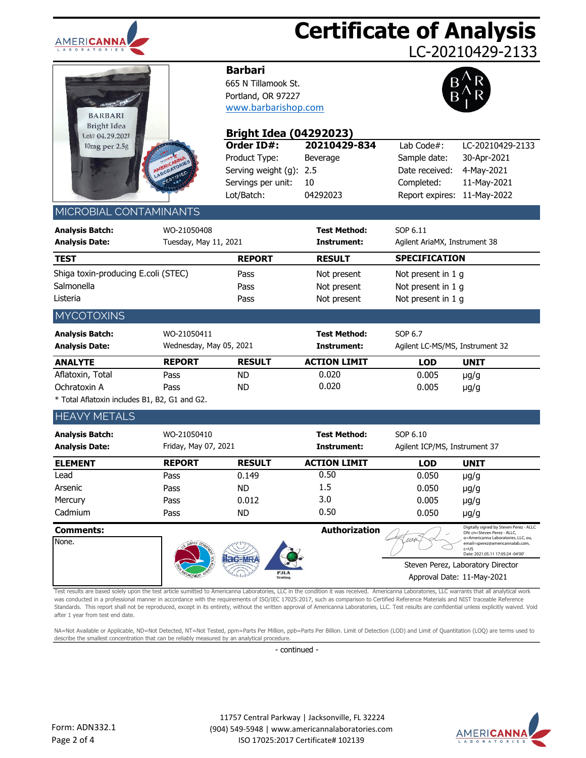# Certificate of Analysis

LC-20210429-2133

**Barbari**
665 N Tillamook St.
Portland, OR 97227
www.barbarishop.com

## Bright Idea (04292023)

| | | | |
|---|---|---|---|
| **Order ID#:** | **20210429-834** | Lab Code#: | LC-20210429-2133 |
| Product Type: | Beverage | Sample date: | 30-Apr-2021 |
| Serving weight (g): | 2.5 | Date received: | 4-May-2021 |
| Servings per unit: | 10 | Completed: | 11-May-2021 |
| Lot/Batch: | 04292023 | Report expires: | 11-May-2022 |

## MICROBIAL CONTAMINANTS

**Analysis Batch:** WO-21050408 | **Test Method:** SOP 6.11
**Analysis Date:** Tuesday, May 11, 2021 | **Instrument:** Agilent AriaMX, Instrument 38

| TEST | REPORT | RESULT | SPECIFICATION |
|---|---|---|---|
| Shiga toxin-producing E.coli (STEC) | Pass | Not present | Not present in 1 g |
| Salmonella | Pass | Not present | Not present in 1 g |
| Listeria | Pass | Not present | Not present in 1 g |

## MYCOTOXINS

**Analysis Batch:** WO-21050411 | **Test Method:** SOP 6.7
**Analysis Date:** Wednesday, May 05, 2021 | **Instrument:** Agilent LC-MS/MS, Instrument 32

| ANALYTE | REPORT | RESULT | ACTION LIMIT | LOD | UNIT |
|---|---|---|---|---|---|
| Aflatoxin, Total | Pass | ND | 0.020 | 0.005 | µg/g |
| Ochratoxin A | Pass | ND | 0.020 | 0.005 | µg/g |

* Total Aflatoxin includes B1, B2, G1 and G2.

## HEAVY METALS

**Analysis Batch:** WO-21050410 | **Test Method:** SOP 6.10
**Analysis Date:** Friday, May 07, 2021 | **Instrument:** Agilent ICP/MS, Instrument 37

| ELEMENT | REPORT | RESULT | ACTION LIMIT | LOD | UNIT |
|---|---|---|---|---|---|
| Lead | Pass | 0.149 | 0.50 | 0.050 | µg/g |
| Arsenic | Pass | ND | 1.5 | 0.050 | µg/g |
| Mercury | Pass | 0.012 | 3.0 | 0.005 | µg/g |
| Cadmium | Pass | ND | 0.50 | 0.050 | µg/g |

**Comments:**
None.

**Authorization**

Digitally signed by Steven Perez - ALLC
DN: cn=Steven Perez - ALLC, o=Americanna Laboratories, LLC, ou, email=sperez@americannalab.com, c=US
Date: 2021.05.11 17:05:24 -04'00'

Steven Perez, Laboratory Director
Approval Date: 11-May-2021

Test results are based solely upon the test article sumitted to Americanna Laboratories, LLC in the condition it was received. Americanna Laboratories, LLC warrants that all analytical work was conducted in a professional manner in accordance with the requirements of ISO/IEC 17025:2017, such as comparison to Certified Reference Materials and NIST traceable Reference Standards. This report shall not be reproduced, except in its entirety, without the written approval of Americanna Laboratories, LLC. Test results are confidential unless explicitly waived. Void after 1 year from test end date.

NA=Not Available or Applicable, ND=Not Detected, NT=Not Tested, ppm=Parts Per Million, ppb=Parts Per Billion. Limit of Detection (LOD) and Limit of Quantitation (LOQ) are terms used to describe the smallest concentration that can be reliably measured by an analytical procedure.

- continued -

Form: ADN332.1

11757 Central Parkway | Jacksonville, FL 32224
(904) 549-5948 | www.americannalaboratories.com
ISO 17025:2017 Certificate# 102139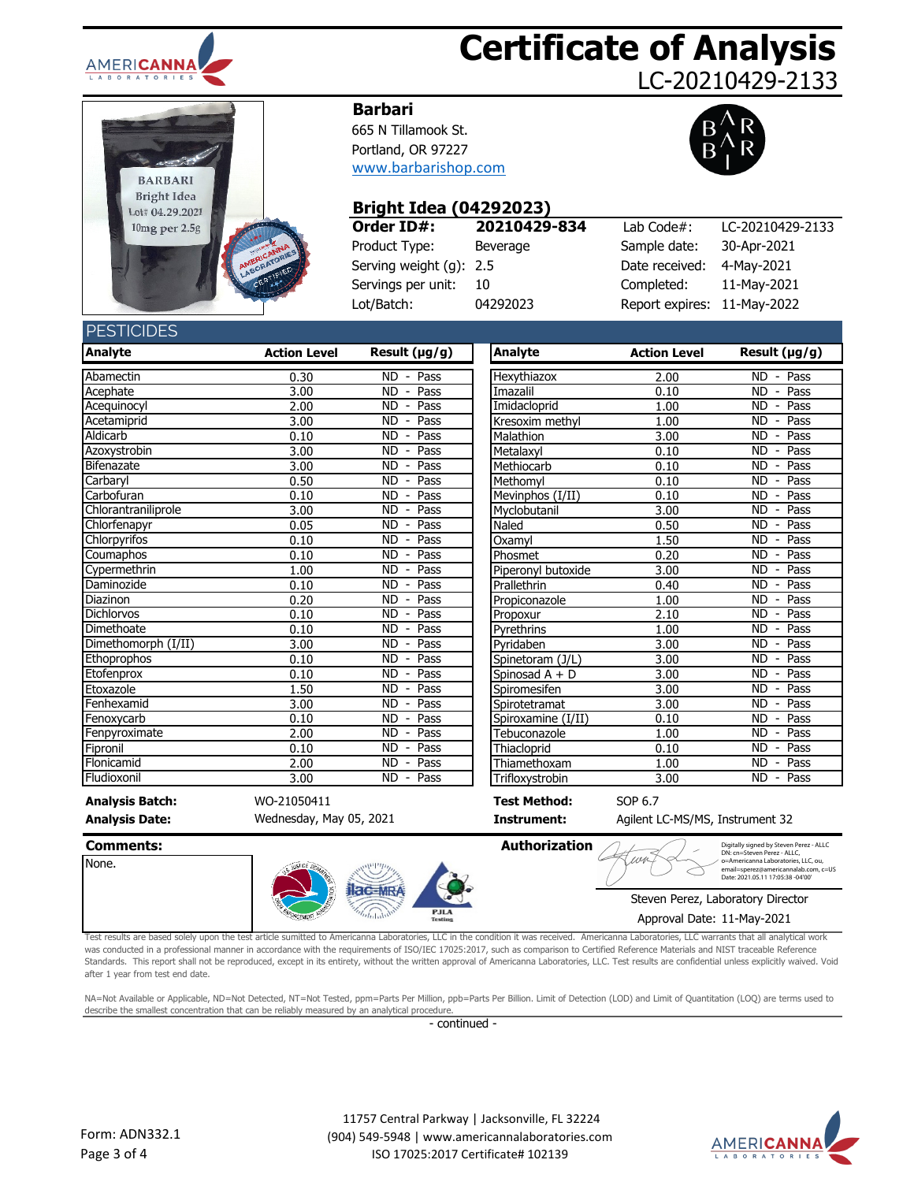# Certificate of Analysis

LC-20210429-2133

**Barbari**
665 N Tillamook St.
Portland, OR 97227
www.barbarishop.com

## Bright Idea (04292023)

| | | | |
|---|---|---|---|
| **Order ID#:** | **20210429-834** | Lab Code#: | LC-20210429-2133 |
| Product Type: | Beverage | Sample date: | 30-Apr-2021 |
| Serving weight (g): | 2.5 | Date received: | 4-May-2021 |
| Servings per unit: | 10 | Completed: | 11-May-2021 |
| Lot/Batch: | 04292023 | Report expires: | 11-May-2022 |

## PESTICIDES

| Analyte | Action Level | Result (µg/g) |
|---|---|---|
| Abamectin | 0.30 | ND - Pass |
| Acephate | 3.00 | ND - Pass |
| Acequinocyl | 2.00 | ND - Pass |
| Acetamiprid | 3.00 | ND - Pass |
| Aldicarb | 0.10 | ND - Pass |
| Azoxystrobin | 3.00 | ND - Pass |
| Bifenazate | 3.00 | ND - Pass |
| Carbaryl | 0.50 | ND - Pass |
| Carbofuran | 0.10 | ND - Pass |
| Chlorantraniliprole | 3.00 | ND - Pass |
| Chlorfenapyr | 0.05 | ND - Pass |
| Chlorpyrifos | 0.10 | ND - Pass |
| Coumaphos | 0.10 | ND - Pass |
| Cypermethrin | 1.00 | ND - Pass |
| Daminozide | 0.10 | ND - Pass |
| Diazinon | 0.20 | ND - Pass |
| Dichlorvos | 0.10 | ND - Pass |
| Dimethoate | 0.10 | ND - Pass |
| Dimethomorph (I/II) | 3.00 | ND - Pass |
| Ethoprophos | 0.10 | ND - Pass |
| Etofenprox | 0.10 | ND - Pass |
| Etoxazole | 1.50 | ND - Pass |
| Fenhexamid | 3.00 | ND - Pass |
| Fenoxycarb | 0.10 | ND - Pass |
| Fenpyroximate | 2.00 | ND - Pass |
| Fipronil | 0.10 | ND - Pass |
| Flonicamid | 2.00 | ND - Pass |
| Fludioxonil | 3.00 | ND - Pass |
| Hexythiazox | 2.00 | ND - Pass |
| Imazalil | 0.10 | ND - Pass |
| Imidacloprid | 1.00 | ND - Pass |
| Kresoxim methyl | 1.00 | ND - Pass |
| Malathion | 3.00 | ND - Pass |
| Metalaxyl | 0.10 | ND - Pass |
| Methiocarb | 0.10 | ND - Pass |
| Methomyl | 0.10 | ND - Pass |
| Mevinphos (I/II) | 0.10 | ND - Pass |
| Myclobutanil | 3.00 | ND - Pass |
| Naled | 0.50 | ND - Pass |
| Oxamyl | 1.50 | ND - Pass |
| Phosmet | 0.20 | ND - Pass |
| Piperonyl butoxide | 3.00 | ND - Pass |
| Prallethrin | 0.40 | ND - Pass |
| Propiconazole | 1.00 | ND - Pass |
| Propoxur | 2.10 | ND - Pass |
| Pyrethrins | 1.00 | ND - Pass |
| Pyridaben | 3.00 | ND - Pass |
| Spinetoram (J/L) | 3.00 | ND - Pass |
| Spinosad A + D | 3.00 | ND - Pass |
| Spiromesifen | 3.00 | ND - Pass |
| Spirotetramat | 3.00 | ND - Pass |
| Spiroxamine (I/II) | 0.10 | ND - Pass |
| Tebuconazole | 1.00 | ND - Pass |
| Thiacloprid | 0.10 | ND - Pass |
| Thiamethoxam | 1.00 | ND - Pass |
| Trifloxystrobin | 3.00 | ND - Pass |

**Analysis Batch:** WO-21050411
**Analysis Date:** Wednesday, May 05, 2021
**Test Method:** SOP 6.7
**Instrument:** Agilent LC-MS/MS, Instrument 32

**Comments:**
None.

**Authorization**

Digitally signed by Steven Perez - ALLC
DN: cn=Steven Perez - ALLC, o=Americanna Laboratories, LLC, ou, email=sperez@americannalab.com, c=US
Date: 2021.05.11 17:05:38 -04'00'

Steven Perez, Laboratory Director
Approval Date: 11-May-2021

Test results are based solely upon the test article sumitted to Americanna Laboratories, LLC in the condition it was received. Americanna Laboratories, LLC warrants that all analytical work was conducted in a professional manner in accordance with the requirements of ISO/IEC 17025:2017, such as comparison to Certified Reference Materials and NIST traceable Reference Standards. This report shall not be reproduced, except in its entirety, without the written approval of Americanna Laboratories, LLC. Test results are confidential unless explicitly waived. Void after 1 year from test end date.

NA=Not Available or Applicable, ND=Not Detected, NT=Not Tested, ppm=Parts Per Million, ppb=Parts Per Billion. Limit of Detection (LOD) and Limit of Quantitation (LOQ) are terms used to describe the smallest concentration that can be reliably measured by an analytical procedure.

- continued -

Form: ADN332.1

11757 Central Parkway | Jacksonville, FL 32224
(904) 549-5948 | www.americannalaboratories.com
ISO 17025:2017 Certificate# 102139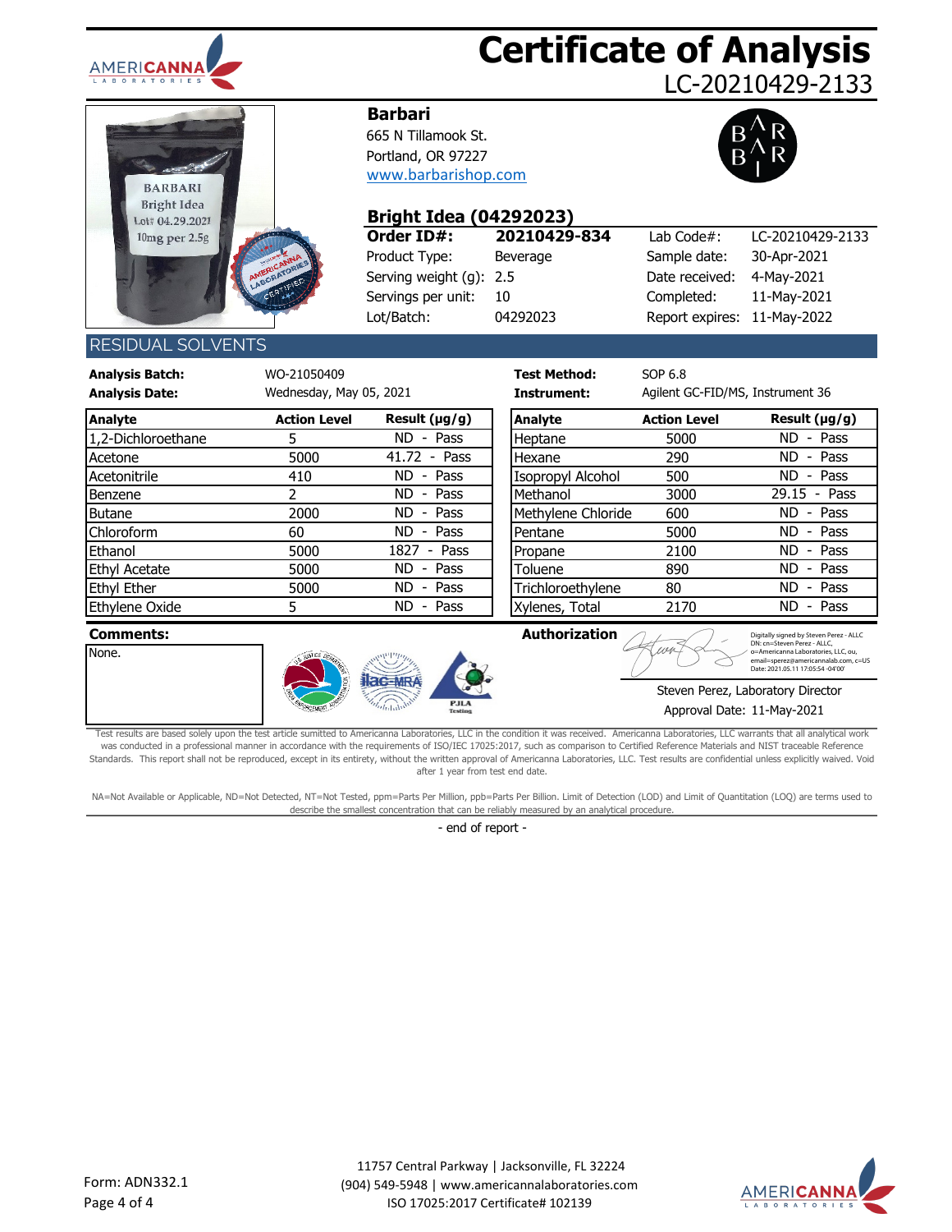# Certificate of Analysis

LC-20210429-2133

**Barbari**
665 N Tillamook St.
Portland, OR 97227
www.barbarishop.com

## Bright Idea (04292023)

| | | | |
|---|---|---|---|
| **Order ID#:** | **20210429-834** | Lab Code#: | LC-20210429-2133 |
| Product Type: | Beverage | Sample date: | 30-Apr-2021 |
| Serving weight (g): | 2.5 | Date received: | 4-May-2021 |
| Servings per unit: | 10 | Completed: | 11-May-2021 |
| Lot/Batch: | 04292023 | Report expires: | 11-May-2022 |

## RESIDUAL SOLVENTS

| | | | |
|---|---|---|---|
| **Analysis Batch:** | WO-21050409 | **Test Method:** | SOP 6.8 |
| **Analysis Date:** | Wednesday, May 05, 2021 | **Instrument:** | Agilent GC-FID/MS, Instrument 36 |

| Analyte | Action Level | Result (µg/g) | Analyte | Action Level | Result (µg/g) |
|---|---|---|---|---|---|
| 1,2-Dichloroethane | 5 | ND - Pass | Heptane | 5000 | ND - Pass |
| Acetone | 5000 | 41.72 - Pass | Hexane | 290 | ND - Pass |
| Acetonitrile | 410 | ND - Pass | Isopropyl Alcohol | 500 | ND - Pass |
| Benzene | 2 | ND - Pass | Methanol | 3000 | 29.15 - Pass |
| Butane | 2000 | ND - Pass | Methylene Chloride | 600 | ND - Pass |
| Chloroform | 60 | ND - Pass | Pentane | 5000 | ND - Pass |
| Ethanol | 5000 | 1827 - Pass | Propane | 2100 | ND - Pass |
| Ethyl Acetate | 5000 | ND - Pass | Toluene | 890 | ND - Pass |
| Ethyl Ether | 5000 | ND - Pass | Trichloroethylene | 80 | ND - Pass |
| Ethylene Oxide | 5 | ND - Pass | Xylenes, Total | 2170 | ND - Pass |

**Comments:**

None.

**Authorization**

Digitally signed by Steven Perez - ALLC
DN: cn=Steven Perez - ALLC, o=Americanna Laboratories, LLC, ou, email=sperez@americannalab.com, c=US
Date: 2021.05.11 17:05:54 -04'00'

Steven Perez, Laboratory Director
Approval Date: 11-May-2021

Test results are based solely upon the test article sumitted to Americanna Laboratories, LLC in the condition it was received. Americanna Laboratories, LLC warrants that all analytical work was conducted in a professional manner in accordance with the requirements of ISO/IEC 17025:2017, such as comparison to Certified Reference Materials and NIST traceable Reference Standards. This report shall not be reproduced, except in its entirety, without the written approval of Americanna Laboratories, LLC. Test results are confidential unless explicitly waived. Void after 1 year from test end date.

NA=Not Available or Applicable, ND=Not Detected, NT=Not Tested, ppm=Parts Per Million, ppb=Parts Per Billion. Limit of Detection (LOD) and Limit of Quantitation (LOQ) are terms used to describe the smallest concentration that can be reliably measured by an analytical procedure.

- end of report -

Form: ADN332.1

11757 Central Parkway | Jacksonville, FL 32224
(904) 549-5948 | www.americannalaboratories.com
ISO 17025:2017 Certificate# 102139